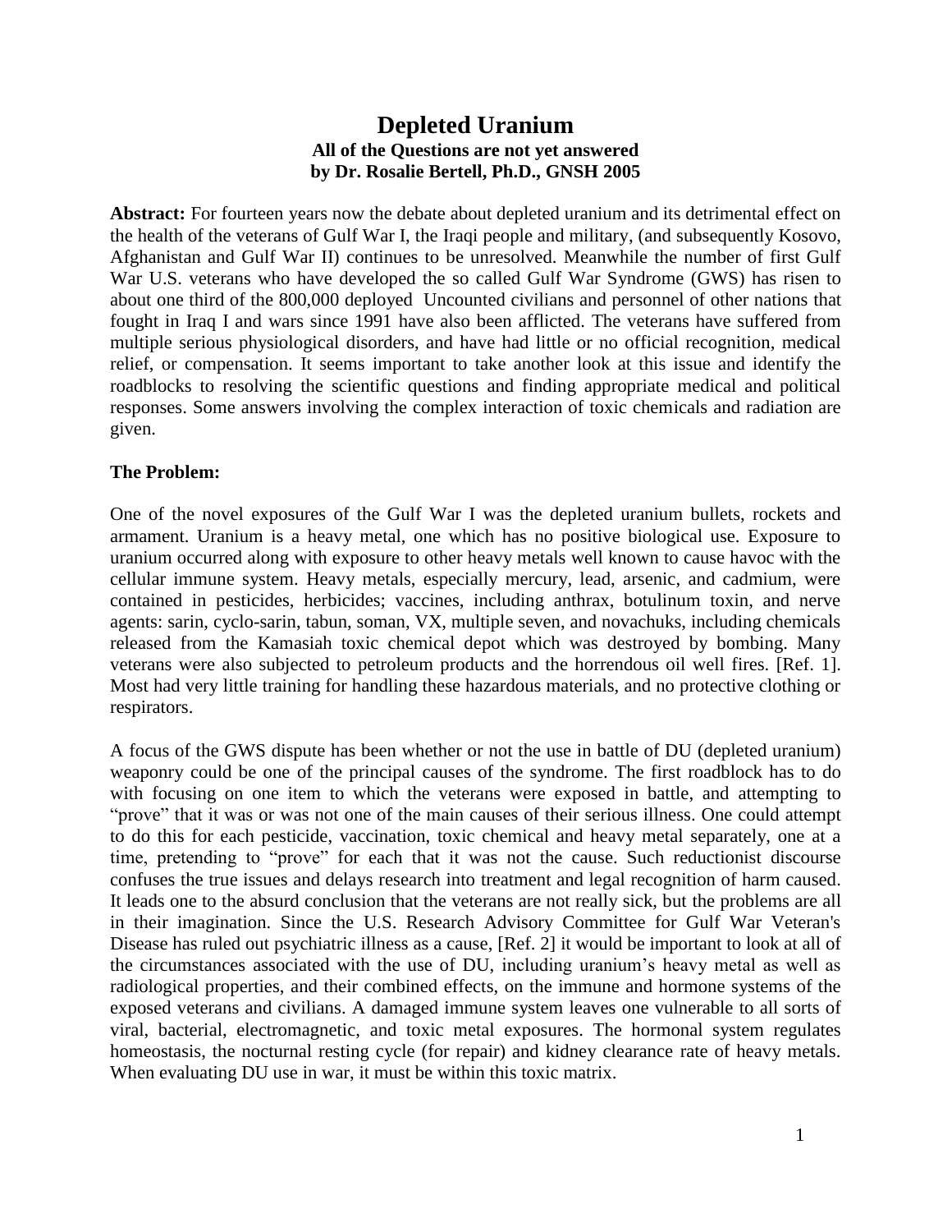# Depleted Uranium

**All of the Questions are not yet answered**
**by Dr. Rosalie Bertell, Ph.D., GNSH 2005**

**Abstract:** For fourteen years now the debate about depleted uranium and its detrimental effect on the health of the veterans of Gulf War I, the Iraqi people and military, (and subsequently Kosovo, Afghanistan and Gulf War II) continues to be unresolved. Meanwhile the number of first Gulf War U.S. veterans who have developed the so called Gulf War Syndrome (GWS) has risen to about one third of the 800,000 deployed Uncounted civilians and personnel of other nations that fought in Iraq I and wars since 1991 have also been afflicted. The veterans have suffered from multiple serious physiological disorders, and have had little or no official recognition, medical relief, or compensation. It seems important to take another look at this issue and identify the roadblocks to resolving the scientific questions and finding appropriate medical and political responses. Some answers involving the complex interaction of toxic chemicals and radiation are given.

## The Problem:

One of the novel exposures of the Gulf War I was the depleted uranium bullets, rockets and armament. Uranium is a heavy metal, one which has no positive biological use. Exposure to uranium occurred along with exposure to other heavy metals well known to cause havoc with the cellular immune system. Heavy metals, especially mercury, lead, arsenic, and cadmium, were contained in pesticides, herbicides; vaccines, including anthrax, botulinum toxin, and nerve agents: sarin, cyclo-sarin, tabun, soman, VX, multiple seven, and novachuks, including chemicals released from the Kamasiah toxic chemical depot which was destroyed by bombing. Many veterans were also subjected to petroleum products and the horrendous oil well fires. [Ref. 1]. Most had very little training for handling these hazardous materials, and no protective clothing or respirators.

A focus of the GWS dispute has been whether or not the use in battle of DU (depleted uranium) weaponry could be one of the principal causes of the syndrome. The first roadblock has to do with focusing on one item to which the veterans were exposed in battle, and attempting to "prove" that it was or was not one of the main causes of their serious illness. One could attempt to do this for each pesticide, vaccination, toxic chemical and heavy metal separately, one at a time, pretending to "prove" for each that it was not the cause. Such reductionist discourse confuses the true issues and delays research into treatment and legal recognition of harm caused. It leads one to the absurd conclusion that the veterans are not really sick, but the problems are all in their imagination. Since the U.S. Research Advisory Committee for Gulf War Veteran's Disease has ruled out psychiatric illness as a cause, [Ref. 2] it would be important to look at all of the circumstances associated with the use of DU, including uranium's heavy metal as well as radiological properties, and their combined effects, on the immune and hormone systems of the exposed veterans and civilians. A damaged immune system leaves one vulnerable to all sorts of viral, bacterial, electromagnetic, and toxic metal exposures. The hormonal system regulates homeostasis, the nocturnal resting cycle (for repair) and kidney clearance rate of heavy metals. When evaluating DU use in war, it must be within this toxic matrix.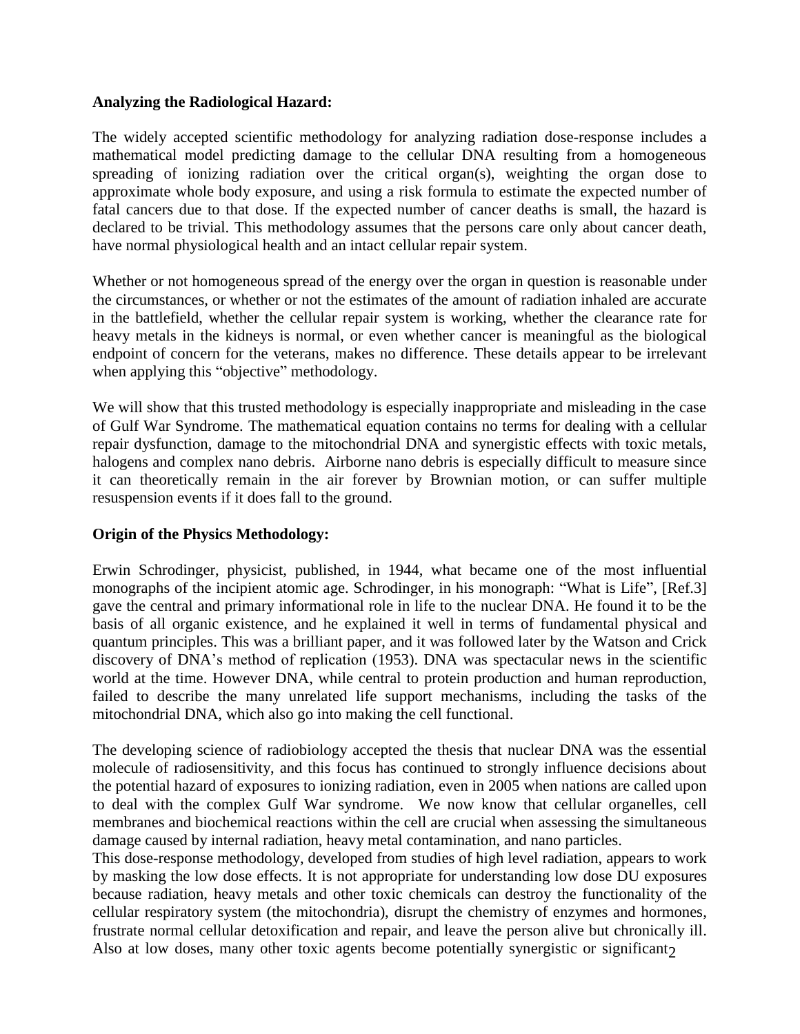**Analyzing the Radiological Hazard:**

The widely accepted scientific methodology for analyzing radiation dose-response includes a mathematical model predicting damage to the cellular DNA resulting from a homogeneous spreading of ionizing radiation over the critical organ(s), weighting the organ dose to approximate whole body exposure, and using a risk formula to estimate the expected number of fatal cancers due to that dose. If the expected number of cancer deaths is small, the hazard is declared to be trivial. This methodology assumes that the persons care only about cancer death, have normal physiological health and an intact cellular repair system.

Whether or not homogeneous spread of the energy over the organ in question is reasonable under the circumstances, or whether or not the estimates of the amount of radiation inhaled are accurate in the battlefield, whether the cellular repair system is working, whether the clearance rate for heavy metals in the kidneys is normal, or even whether cancer is meaningful as the biological endpoint of concern for the veterans, makes no difference. These details appear to be irrelevant when applying this "objective" methodology.

We will show that this trusted methodology is especially inappropriate and misleading in the case of Gulf War Syndrome. The mathematical equation contains no terms for dealing with a cellular repair dysfunction, damage to the mitochondrial DNA and synergistic effects with toxic metals, halogens and complex nano debris. Airborne nano debris is especially difficult to measure since it can theoretically remain in the air forever by Brownian motion, or can suffer multiple resuspension events if it does fall to the ground.

**Origin of the Physics Methodology:**

Erwin Schrodinger, physicist, published, in 1944, what became one of the most influential monographs of the incipient atomic age. Schrodinger, in his monograph: "What is Life", [Ref.3] gave the central and primary informational role in life to the nuclear DNA. He found it to be the basis of all organic existence, and he explained it well in terms of fundamental physical and quantum principles. This was a brilliant paper, and it was followed later by the Watson and Crick discovery of DNA's method of replication (1953). DNA was spectacular news in the scientific world at the time. However DNA, while central to protein production and human reproduction, failed to describe the many unrelated life support mechanisms, including the tasks of the mitochondrial DNA, which also go into making the cell functional.

The developing science of radiobiology accepted the thesis that nuclear DNA was the essential molecule of radiosensitivity, and this focus has continued to strongly influence decisions about the potential hazard of exposures to ionizing radiation, even in 2005 when nations are called upon to deal with the complex Gulf War syndrome. We now know that cellular organelles, cell membranes and biochemical reactions within the cell are crucial when assessing the simultaneous damage caused by internal radiation, heavy metal contamination, and nano particles.

This dose-response methodology, developed from studies of high level radiation, appears to work by masking the low dose effects. It is not appropriate for understanding low dose DU exposures because radiation, heavy metals and other toxic chemicals can destroy the functionality of the cellular respiratory system (the mitochondria), disrupt the chemistry of enzymes and hormones, frustrate normal cellular detoxification and repair, and leave the person alive but chronically ill. Also at low doses, many other toxic agents become potentially synergistic or significant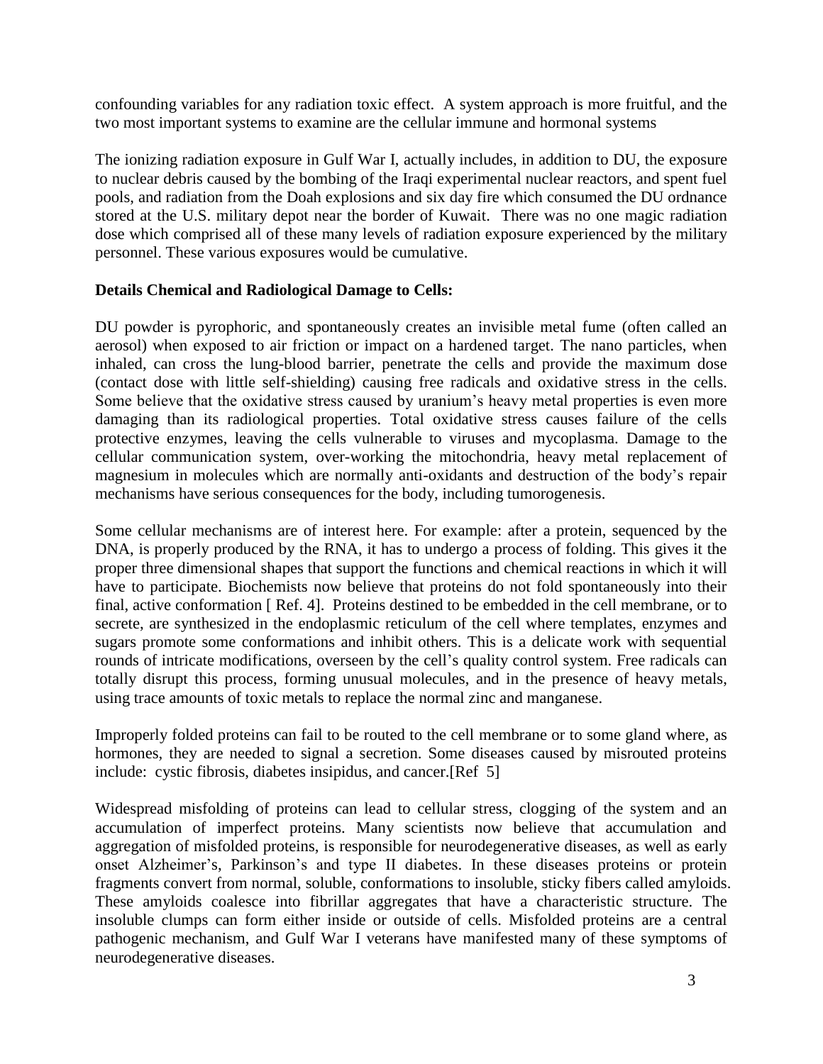confounding variables for any radiation toxic effect. A system approach is more fruitful, and the two most important systems to examine are the cellular immune and hormonal systems

The ionizing radiation exposure in Gulf War I, actually includes, in addition to DU, the exposure to nuclear debris caused by the bombing of the Iraqi experimental nuclear reactors, and spent fuel pools, and radiation from the Doah explosions and six day fire which consumed the DU ordnance stored at the U.S. military depot near the border of Kuwait. There was no one magic radiation dose which comprised all of these many levels of radiation exposure experienced by the military personnel. These various exposures would be cumulative.

**Details Chemical and Radiological Damage to Cells:**

DU powder is pyrophoric, and spontaneously creates an invisible metal fume (often called an aerosol) when exposed to air friction or impact on a hardened target. The nano particles, when inhaled, can cross the lung-blood barrier, penetrate the cells and provide the maximum dose (contact dose with little self-shielding) causing free radicals and oxidative stress in the cells. Some believe that the oxidative stress caused by uranium's heavy metal properties is even more damaging than its radiological properties. Total oxidative stress causes failure of the cells protective enzymes, leaving the cells vulnerable to viruses and mycoplasma. Damage to the cellular communication system, over-working the mitochondria, heavy metal replacement of magnesium in molecules which are normally anti-oxidants and destruction of the body's repair mechanisms have serious consequences for the body, including tumorogenesis.

Some cellular mechanisms are of interest here. For example: after a protein, sequenced by the DNA, is properly produced by the RNA, it has to undergo a process of folding. This gives it the proper three dimensional shapes that support the functions and chemical reactions in which it will have to participate. Biochemists now believe that proteins do not fold spontaneously into their final, active conformation [ Ref. 4]. Proteins destined to be embedded in the cell membrane, or to secrete, are synthesized in the endoplasmic reticulum of the cell where templates, enzymes and sugars promote some conformations and inhibit others. This is a delicate work with sequential rounds of intricate modifications, overseen by the cell's quality control system. Free radicals can totally disrupt this process, forming unusual molecules, and in the presence of heavy metals, using trace amounts of toxic metals to replace the normal zinc and manganese.

Improperly folded proteins can fail to be routed to the cell membrane or to some gland where, as hormones, they are needed to signal a secretion. Some diseases caused by misrouted proteins include: cystic fibrosis, diabetes insipidus, and cancer.[Ref 5]

Widespread misfolding of proteins can lead to cellular stress, clogging of the system and an accumulation of imperfect proteins. Many scientists now believe that accumulation and aggregation of misfolded proteins, is responsible for neurodegenerative diseases, as well as early onset Alzheimer's, Parkinson's and type II diabetes. In these diseases proteins or protein fragments convert from normal, soluble, conformations to insoluble, sticky fibers called amyloids. These amyloids coalesce into fibrillar aggregates that have a characteristic structure. The insoluble clumps can form either inside or outside of cells. Misfolded proteins are a central pathogenic mechanism, and Gulf War I veterans have manifested many of these symptoms of neurodegenerative diseases.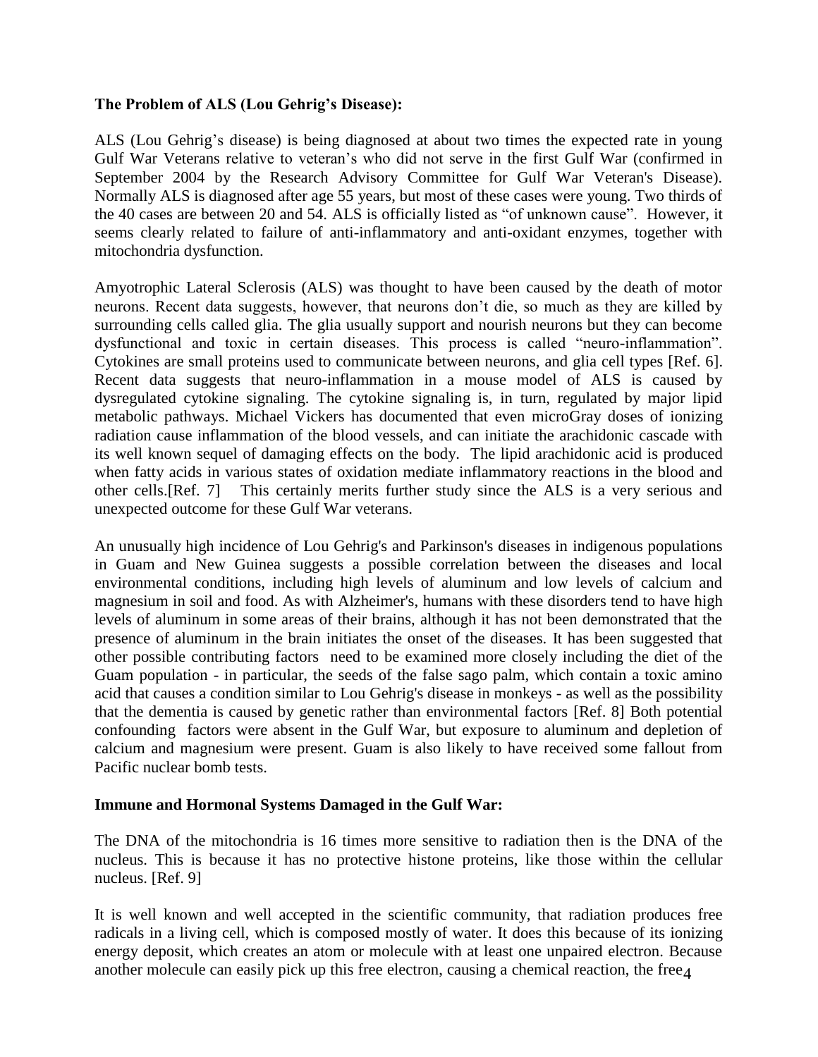**The Problem of ALS (Lou Gehrig's Disease):**

ALS (Lou Gehrig's disease) is being diagnosed at about two times the expected rate in young Gulf War Veterans relative to veteran's who did not serve in the first Gulf War (confirmed in September 2004 by the Research Advisory Committee for Gulf War Veteran's Disease). Normally ALS is diagnosed after age 55 years, but most of these cases were young. Two thirds of the 40 cases are between 20 and 54. ALS is officially listed as "of unknown cause". However, it seems clearly related to failure of anti-inflammatory and anti-oxidant enzymes, together with mitochondria dysfunction.

Amyotrophic Lateral Sclerosis (ALS) was thought to have been caused by the death of motor neurons. Recent data suggests, however, that neurons don't die, so much as they are killed by surrounding cells called glia. The glia usually support and nourish neurons but they can become dysfunctional and toxic in certain diseases. This process is called "neuro-inflammation". Cytokines are small proteins used to communicate between neurons, and glia cell types [Ref. 6]. Recent data suggests that neuro-inflammation in a mouse model of ALS is caused by dysregulated cytokine signaling. The cytokine signaling is, in turn, regulated by major lipid metabolic pathways. Michael Vickers has documented that even microGray doses of ionizing radiation cause inflammation of the blood vessels, and can initiate the arachidonic cascade with its well known sequel of damaging effects on the body. The lipid arachidonic acid is produced when fatty acids in various states of oxidation mediate inflammatory reactions in the blood and other cells.[Ref. 7] This certainly merits further study since the ALS is a very serious and unexpected outcome for these Gulf War veterans.

An unusually high incidence of Lou Gehrig's and Parkinson's diseases in indigenous populations in Guam and New Guinea suggests a possible correlation between the diseases and local environmental conditions, including high levels of aluminum and low levels of calcium and magnesium in soil and food. As with Alzheimer's, humans with these disorders tend to have high levels of aluminum in some areas of their brains, although it has not been demonstrated that the presence of aluminum in the brain initiates the onset of the diseases. It has been suggested that other possible contributing factors need to be examined more closely including the diet of the Guam population - in particular, the seeds of the false sago palm, which contain a toxic amino acid that causes a condition similar to Lou Gehrig's disease in monkeys - as well as the possibility that the dementia is caused by genetic rather than environmental factors [Ref. 8] Both potential confounding factors were absent in the Gulf War, but exposure to aluminum and depletion of calcium and magnesium were present. Guam is also likely to have received some fallout from Pacific nuclear bomb tests.

**Immune and Hormonal Systems Damaged in the Gulf War:**

The DNA of the mitochondria is 16 times more sensitive to radiation then is the DNA of the nucleus. This is because it has no protective histone proteins, like those within the cellular nucleus. [Ref. 9]

It is well known and well accepted in the scientific community, that radiation produces free radicals in a living cell, which is composed mostly of water. It does this because of its ionizing energy deposit, which creates an atom or molecule with at least one unpaired electron. Because another molecule can easily pick up this free electron, causing a chemical reaction, the free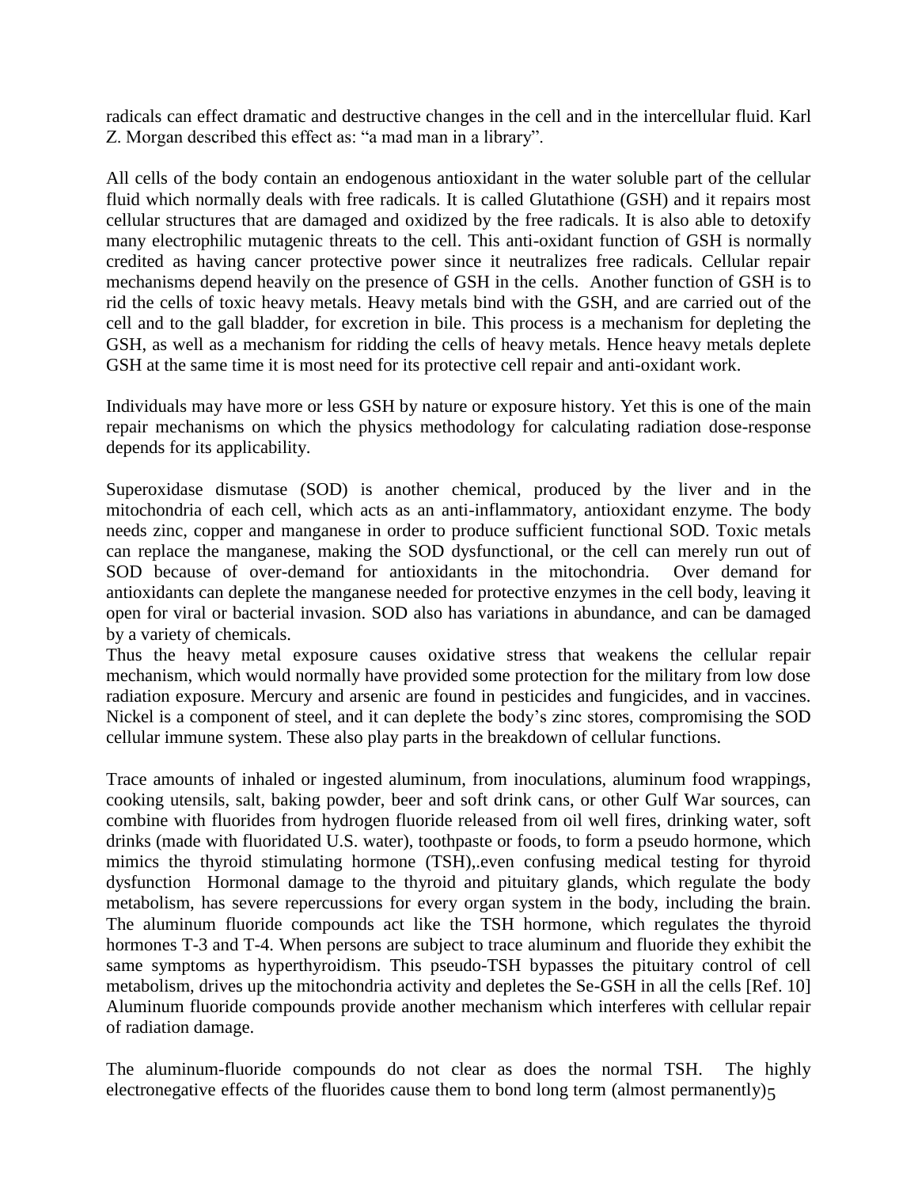radicals can effect dramatic and destructive changes in the cell and in the intercellular fluid. Karl Z. Morgan described this effect as: "a mad man in a library".

All cells of the body contain an endogenous antioxidant in the water soluble part of the cellular fluid which normally deals with free radicals. It is called Glutathione (GSH) and it repairs most cellular structures that are damaged and oxidized by the free radicals. It is also able to detoxify many electrophilic mutagenic threats to the cell. This anti-oxidant function of GSH is normally credited as having cancer protective power since it neutralizes free radicals. Cellular repair mechanisms depend heavily on the presence of GSH in the cells. Another function of GSH is to rid the cells of toxic heavy metals. Heavy metals bind with the GSH, and are carried out of the cell and to the gall bladder, for excretion in bile. This process is a mechanism for depleting the GSH, as well as a mechanism for ridding the cells of heavy metals. Hence heavy metals deplete GSH at the same time it is most need for its protective cell repair and anti-oxidant work.

Individuals may have more or less GSH by nature or exposure history. Yet this is one of the main repair mechanisms on which the physics methodology for calculating radiation dose-response depends for its applicability.

Superoxidase dismutase (SOD) is another chemical, produced by the liver and in the mitochondria of each cell, which acts as an anti-inflammatory, antioxidant enzyme. The body needs zinc, copper and manganese in order to produce sufficient functional SOD. Toxic metals can replace the manganese, making the SOD dysfunctional, or the cell can merely run out of SOD because of over-demand for antioxidants in the mitochondria. Over demand for antioxidants can deplete the manganese needed for protective enzymes in the cell body, leaving it open for viral or bacterial invasion. SOD also has variations in abundance, and can be damaged by a variety of chemicals.

Thus the heavy metal exposure causes oxidative stress that weakens the cellular repair mechanism, which would normally have provided some protection for the military from low dose radiation exposure. Mercury and arsenic are found in pesticides and fungicides, and in vaccines. Nickel is a component of steel, and it can deplete the body's zinc stores, compromising the SOD cellular immune system. These also play parts in the breakdown of cellular functions.

Trace amounts of inhaled or ingested aluminum, from inoculations, aluminum food wrappings, cooking utensils, salt, baking powder, beer and soft drink cans, or other Gulf War sources, can combine with fluorides from hydrogen fluoride released from oil well fires, drinking water, soft drinks (made with fluoridated U.S. water), toothpaste or foods, to form a pseudo hormone, which mimics the thyroid stimulating hormone (TSH),.even confusing medical testing for thyroid dysfunction Hormonal damage to the thyroid and pituitary glands, which regulate the body metabolism, has severe repercussions for every organ system in the body, including the brain. The aluminum fluoride compounds act like the TSH hormone, which regulates the thyroid hormones T-3 and T-4. When persons are subject to trace aluminum and fluoride they exhibit the same symptoms as hyperthyroidism. This pseudo-TSH bypasses the pituitary control of cell metabolism, drives up the mitochondria activity and depletes the Se-GSH in all the cells [Ref. 10] Aluminum fluoride compounds provide another mechanism which interferes with cellular repair of radiation damage.

The aluminum-fluoride compounds do not clear as does the normal TSH. The highly electronegative effects of the fluorides cause them to bond long term (almost permanently)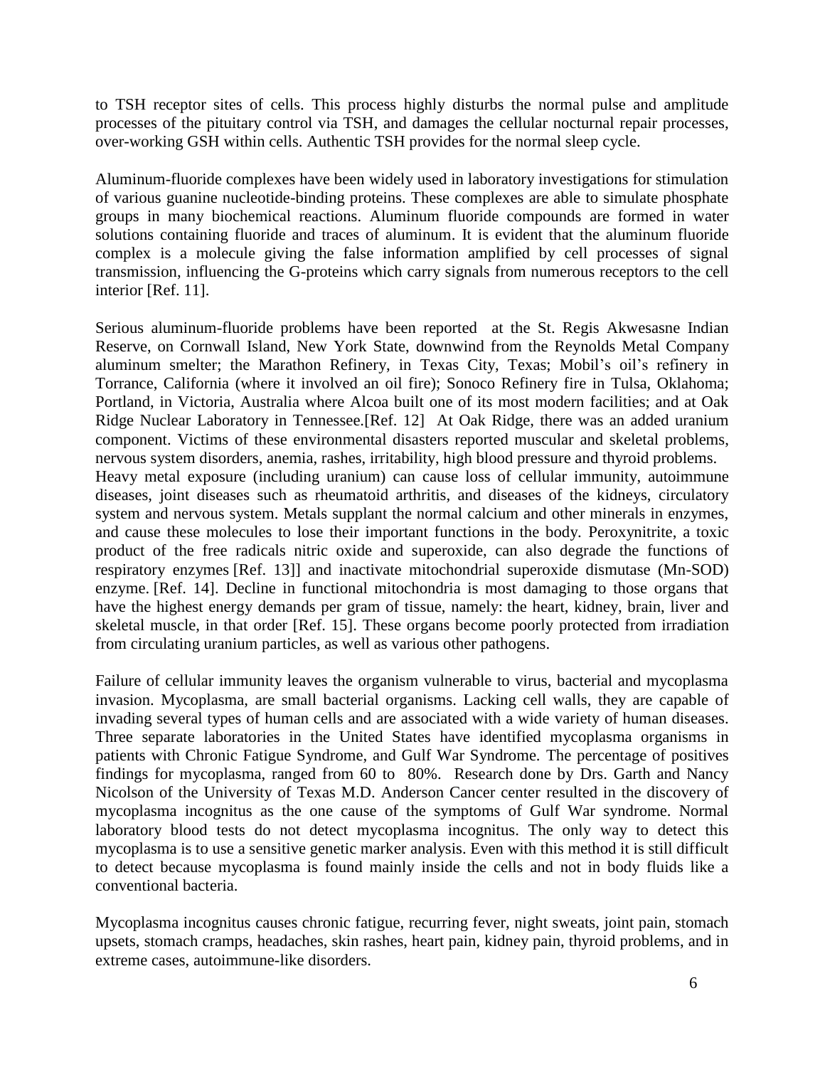to TSH receptor sites of cells. This process highly disturbs the normal pulse and amplitude processes of the pituitary control via TSH, and damages the cellular nocturnal repair processes, over-working GSH within cells. Authentic TSH provides for the normal sleep cycle.

Aluminum-fluoride complexes have been widely used in laboratory investigations for stimulation of various guanine nucleotide-binding proteins. These complexes are able to simulate phosphate groups in many biochemical reactions. Aluminum fluoride compounds are formed in water solutions containing fluoride and traces of aluminum. It is evident that the aluminum fluoride complex is a molecule giving the false information amplified by cell processes of signal transmission, influencing the G-proteins which carry signals from numerous receptors to the cell interior [Ref. 11].

Serious aluminum-fluoride problems have been reported at the St. Regis Akwesasne Indian Reserve, on Cornwall Island, New York State, downwind from the Reynolds Metal Company aluminum smelter; the Marathon Refinery, in Texas City, Texas; Mobil's oil's refinery in Torrance, California (where it involved an oil fire); Sonoco Refinery fire in Tulsa, Oklahoma; Portland, in Victoria, Australia where Alcoa built one of its most modern facilities; and at Oak Ridge Nuclear Laboratory in Tennessee.[Ref. 12] At Oak Ridge, there was an added uranium component. Victims of these environmental disasters reported muscular and skeletal problems, nervous system disorders, anemia, rashes, irritability, high blood pressure and thyroid problems.
Heavy metal exposure (including uranium) can cause loss of cellular immunity, autoimmune diseases, joint diseases such as rheumatoid arthritis, and diseases of the kidneys, circulatory system and nervous system. Metals supplant the normal calcium and other minerals in enzymes, and cause these molecules to lose their important functions in the body. Peroxynitrite, a toxic product of the free radicals nitric oxide and superoxide, can also degrade the functions of respiratory enzymes [Ref. 13]] and inactivate mitochondrial superoxide dismutase (Mn-SOD) enzyme. [Ref. 14]. Decline in functional mitochondria is most damaging to those organs that have the highest energy demands per gram of tissue, namely: the heart, kidney, brain, liver and skeletal muscle, in that order [Ref. 15]. These organs become poorly protected from irradiation from circulating uranium particles, as well as various other pathogens.

Failure of cellular immunity leaves the organism vulnerable to virus, bacterial and mycoplasma invasion. Mycoplasma, are small bacterial organisms. Lacking cell walls, they are capable of invading several types of human cells and are associated with a wide variety of human diseases. Three separate laboratories in the United States have identified mycoplasma organisms in patients with Chronic Fatigue Syndrome, and Gulf War Syndrome. The percentage of positives findings for mycoplasma, ranged from 60 to 80%. Research done by Drs. Garth and Nancy Nicolson of the University of Texas M.D. Anderson Cancer center resulted in the discovery of mycoplasma incognitus as the one cause of the symptoms of Gulf War syndrome. Normal laboratory blood tests do not detect mycoplasma incognitus. The only way to detect this mycoplasma is to use a sensitive genetic marker analysis. Even with this method it is still difficult to detect because mycoplasma is found mainly inside the cells and not in body fluids like a conventional bacteria.

Mycoplasma incognitus causes chronic fatigue, recurring fever, night sweats, joint pain, stomach upsets, stomach cramps, headaches, skin rashes, heart pain, kidney pain, thyroid problems, and in extreme cases, autoimmune-like disorders.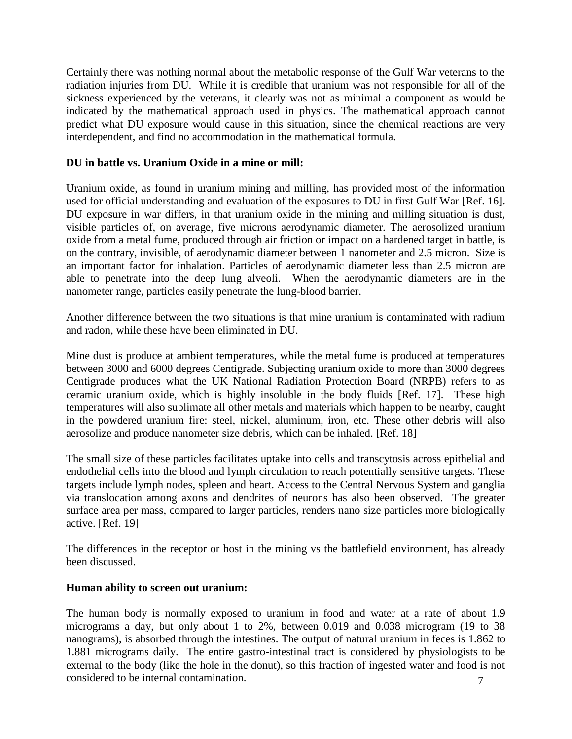Certainly there was nothing normal about the metabolic response of the Gulf War veterans to the radiation injuries from DU. While it is credible that uranium was not responsible for all of the sickness experienced by the veterans, it clearly was not as minimal a component as would be indicated by the mathematical approach used in physics. The mathematical approach cannot predict what DU exposure would cause in this situation, since the chemical reactions are very interdependent, and find no accommodation in the mathematical formula.

**DU in battle vs. Uranium Oxide in a mine or mill:**

Uranium oxide, as found in uranium mining and milling, has provided most of the information used for official understanding and evaluation of the exposures to DU in first Gulf War [Ref. 16]. DU exposure in war differs, in that uranium oxide in the mining and milling situation is dust, visible particles of, on average, five microns aerodynamic diameter. The aerosolized uranium oxide from a metal fume, produced through air friction or impact on a hardened target in battle, is on the contrary, invisible, of aerodynamic diameter between 1 nanometer and 2.5 micron. Size is an important factor for inhalation. Particles of aerodynamic diameter less than 2.5 micron are able to penetrate into the deep lung alveoli. When the aerodynamic diameters are in the nanometer range, particles easily penetrate the lung-blood barrier.

Another difference between the two situations is that mine uranium is contaminated with radium and radon, while these have been eliminated in DU.

Mine dust is produce at ambient temperatures, while the metal fume is produced at temperatures between 3000 and 6000 degrees Centigrade. Subjecting uranium oxide to more than 3000 degrees Centigrade produces what the UK National Radiation Protection Board (NRPB) refers to as ceramic uranium oxide, which is highly insoluble in the body fluids [Ref. 17]. These high temperatures will also sublimate all other metals and materials which happen to be nearby, caught in the powdered uranium fire: steel, nickel, aluminum, iron, etc. These other debris will also aerosolize and produce nanometer size debris, which can be inhaled. [Ref. 18]

The small size of these particles facilitates uptake into cells and transcytosis across epithelial and endothelial cells into the blood and lymph circulation to reach potentially sensitive targets. These targets include lymph nodes, spleen and heart. Access to the Central Nervous System and ganglia via translocation among axons and dendrites of neurons has also been observed. The greater surface area per mass, compared to larger particles, renders nano size particles more biologically active. [Ref. 19]

The differences in the receptor or host in the mining vs the battlefield environment, has already been discussed.

**Human ability to screen out uranium:**

The human body is normally exposed to uranium in food and water at a rate of about 1.9 micrograms a day, but only about 1 to 2%, between 0.019 and 0.038 microgram (19 to 38 nanograms), is absorbed through the intestines. The output of natural uranium in feces is 1.862 to 1.881 micrograms daily. The entire gastro-intestinal tract is considered by physiologists to be external to the body (like the hole in the donut), so this fraction of ingested water and food is not considered to be internal contamination.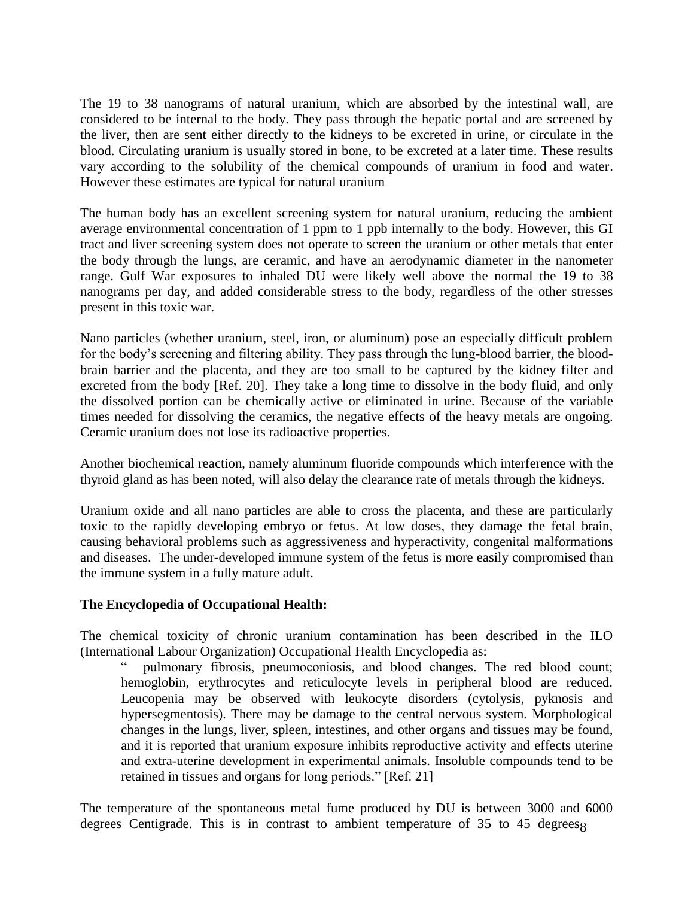The 19 to 38 nanograms of natural uranium, which are absorbed by the intestinal wall, are considered to be internal to the body. They pass through the hepatic portal and are screened by the liver, then are sent either directly to the kidneys to be excreted in urine, or circulate in the blood. Circulating uranium is usually stored in bone, to be excreted at a later time. These results vary according to the solubility of the chemical compounds of uranium in food and water. However these estimates are typical for natural uranium

The human body has an excellent screening system for natural uranium, reducing the ambient average environmental concentration of 1 ppm to 1 ppb internally to the body. However, this GI tract and liver screening system does not operate to screen the uranium or other metals that enter the body through the lungs, are ceramic, and have an aerodynamic diameter in the nanometer range. Gulf War exposures to inhaled DU were likely well above the normal the 19 to 38 nanograms per day, and added considerable stress to the body, regardless of the other stresses present in this toxic war.

Nano particles (whether uranium, steel, iron, or aluminum) pose an especially difficult problem for the body's screening and filtering ability. They pass through the lung-blood barrier, the blood-brain barrier and the placenta, and they are too small to be captured by the kidney filter and excreted from the body [Ref. 20]. They take a long time to dissolve in the body fluid, and only the dissolved portion can be chemically active or eliminated in urine. Because of the variable times needed for dissolving the ceramics, the negative effects of the heavy metals are ongoing. Ceramic uranium does not lose its radioactive properties.

Another biochemical reaction, namely aluminum fluoride compounds which interference with the thyroid gland as has been noted, will also delay the clearance rate of metals through the kidneys.

Uranium oxide and all nano particles are able to cross the placenta, and these are particularly toxic to the rapidly developing embryo or fetus. At low doses, they damage the fetal brain, causing behavioral problems such as aggressiveness and hyperactivity, congenital malformations and diseases. The under-developed immune system of the fetus is more easily compromised than the immune system in a fully mature adult.

**The Encyclopedia of Occupational Health:**

The chemical toxicity of chronic uranium contamination has been described in the ILO (International Labour Organization) Occupational Health Encyclopedia as:

> " pulmonary fibrosis, pneumoconiosis, and blood changes. The red blood count; hemoglobin, erythrocytes and reticulocyte levels in peripheral blood are reduced. Leucopenia may be observed with leukocyte disorders (cytolysis, pyknosis and hypersegmentosis). There may be damage to the central nervous system. Morphological changes in the lungs, liver, spleen, intestines, and other organs and tissues may be found, and it is reported that uranium exposure inhibits reproductive activity and effects uterine and extra-uterine development in experimental animals. Insoluble compounds tend to be retained in tissues and organs for long periods." [Ref. 21]

The temperature of the spontaneous metal fume produced by DU is between 3000 and 6000 degrees Centigrade. This is in contrast to ambient temperature of 35 to 45 degrees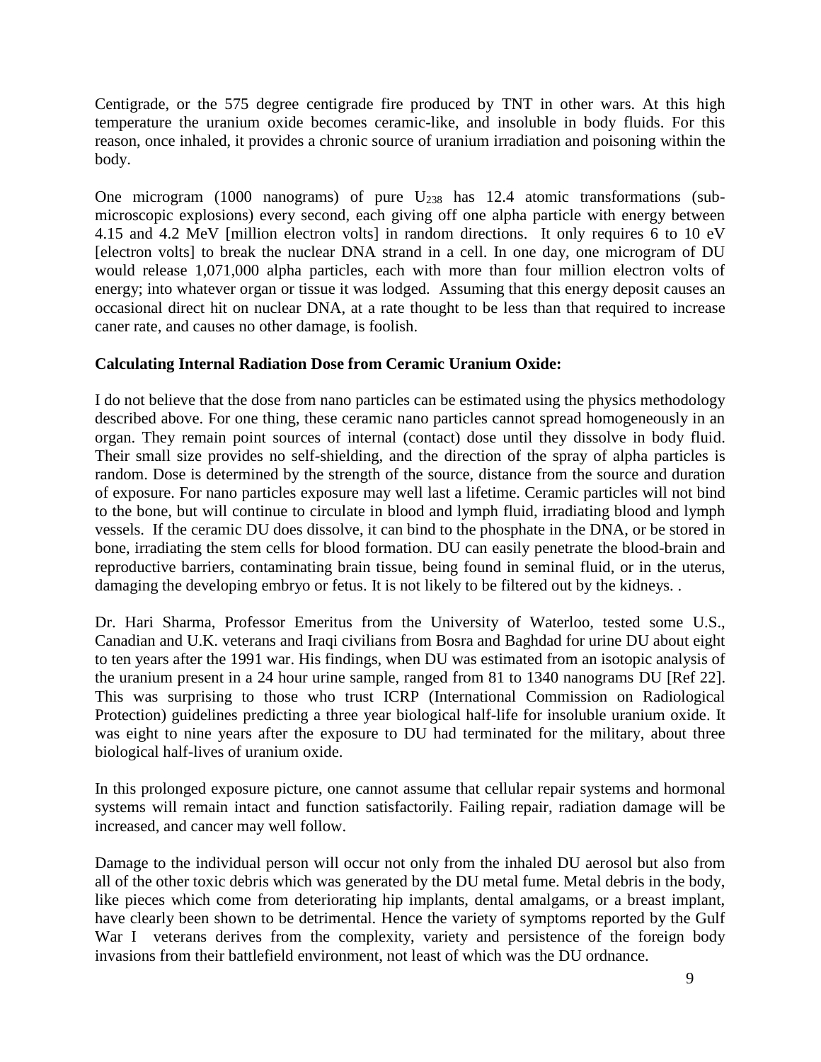Centigrade, or the 575 degree centigrade fire produced by TNT in other wars. At this high temperature the uranium oxide becomes ceramic-like, and insoluble in body fluids. For this reason, once inhaled, it provides a chronic source of uranium irradiation and poisoning within the body.

One microgram (1000 nanograms) of pure $U_{238}$ has 12.4 atomic transformations (sub-microscopic explosions) every second, each giving off one alpha particle with energy between 4.15 and 4.2 MeV [million electron volts] in random directions. It only requires 6 to 10 eV [electron volts] to break the nuclear DNA strand in a cell. In one day, one microgram of DU would release 1,071,000 alpha particles, each with more than four million electron volts of energy; into whatever organ or tissue it was lodged. Assuming that this energy deposit causes an occasional direct hit on nuclear DNA, at a rate thought to be less than that required to increase caner rate, and causes no other damage, is foolish.

**Calculating Internal Radiation Dose from Ceramic Uranium Oxide:**

I do not believe that the dose from nano particles can be estimated using the physics methodology described above. For one thing, these ceramic nano particles cannot spread homogeneously in an organ. They remain point sources of internal (contact) dose until they dissolve in body fluid. Their small size provides no self-shielding, and the direction of the spray of alpha particles is random. Dose is determined by the strength of the source, distance from the source and duration of exposure. For nano particles exposure may well last a lifetime. Ceramic particles will not bind to the bone, but will continue to circulate in blood and lymph fluid, irradiating blood and lymph vessels. If the ceramic DU does dissolve, it can bind to the phosphate in the DNA, or be stored in bone, irradiating the stem cells for blood formation. DU can easily penetrate the blood-brain and reproductive barriers, contaminating brain tissue, being found in seminal fluid, or in the uterus, damaging the developing embryo or fetus. It is not likely to be filtered out by the kidneys. .

Dr. Hari Sharma, Professor Emeritus from the University of Waterloo, tested some U.S., Canadian and U.K. veterans and Iraqi civilians from Bosra and Baghdad for urine DU about eight to ten years after the 1991 war. His findings, when DU was estimated from an isotopic analysis of the uranium present in a 24 hour urine sample, ranged from 81 to 1340 nanograms DU [Ref 22]. This was surprising to those who trust ICRP (International Commission on Radiological Protection) guidelines predicting a three year biological half-life for insoluble uranium oxide. It was eight to nine years after the exposure to DU had terminated for the military, about three biological half-lives of uranium oxide.

In this prolonged exposure picture, one cannot assume that cellular repair systems and hormonal systems will remain intact and function satisfactorily. Failing repair, radiation damage will be increased, and cancer may well follow.

Damage to the individual person will occur not only from the inhaled DU aerosol but also from all of the other toxic debris which was generated by the DU metal fume. Metal debris in the body, like pieces which come from deteriorating hip implants, dental amalgams, or a breast implant, have clearly been shown to be detrimental. Hence the variety of symptoms reported by the Gulf War I veterans derives from the complexity, variety and persistence of the foreign body invasions from their battlefield environment, not least of which was the DU ordnance.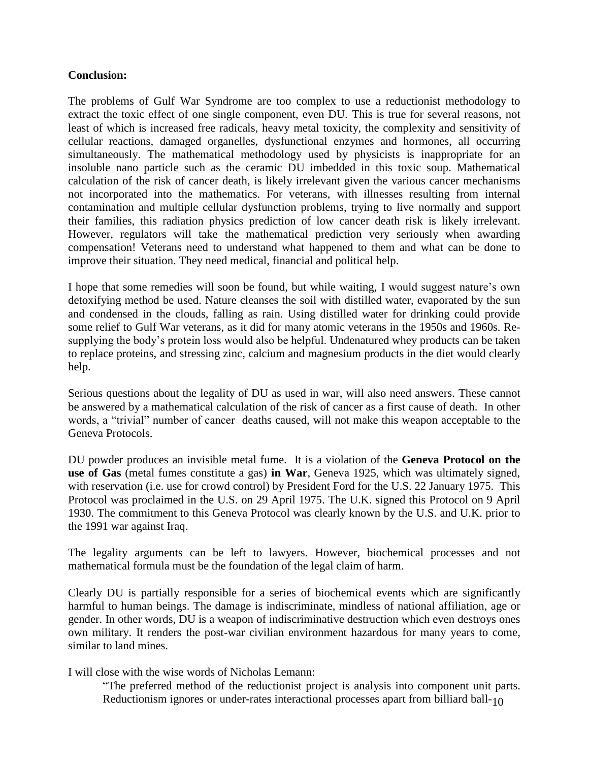**Conclusion:**

The problems of Gulf War Syndrome are too complex to use a reductionist methodology to extract the toxic effect of one single component, even DU. This is true for several reasons, not least of which is increased free radicals, heavy metal toxicity, the complexity and sensitivity of cellular reactions, damaged organelles, dysfunctional enzymes and hormones, all occurring simultaneously. The mathematical methodology used by physicists is inappropriate for an insoluble nano particle such as the ceramic DU imbedded in this toxic soup. Mathematical calculation of the risk of cancer death, is likely irrelevant given the various cancer mechanisms not incorporated into the mathematics. For veterans, with illnesses resulting from internal contamination and multiple cellular dysfunction problems, trying to live normally and support their families, this radiation physics prediction of low cancer death risk is likely irrelevant. However, regulators will take the mathematical prediction very seriously when awarding compensation! Veterans need to understand what happened to them and what can be done to improve their situation. They need medical, financial and political help.

I hope that some remedies will soon be found, but while waiting, I would suggest nature's own detoxifying method be used. Nature cleanses the soil with distilled water, evaporated by the sun and condensed in the clouds, falling as rain. Using distilled water for drinking could provide some relief to Gulf War veterans, as it did for many atomic veterans in the 1950s and 1960s. Re-supplying the body's protein loss would also be helpful. Undenatured whey products can be taken to replace proteins, and stressing zinc, calcium and magnesium products in the diet would clearly help.

Serious questions about the legality of DU as used in war, will also need answers. These cannot be answered by a mathematical calculation of the risk of cancer as a first cause of death. In other words, a "trivial" number of cancer deaths caused, will not make this weapon acceptable to the Geneva Protocols.

DU powder produces an invisible metal fume. It is a violation of the **Geneva Protocol on the use of Gas** (metal fumes constitute a gas) **in War**, Geneva 1925, which was ultimately signed, with reservation (i.e. use for crowd control) by President Ford for the U.S. 22 January 1975. This Protocol was proclaimed in the U.S. on 29 April 1975. The U.K. signed this Protocol on 9 April 1930. The commitment to this Geneva Protocol was clearly known by the U.S. and U.K. prior to the 1991 war against Iraq.

The legality arguments can be left to lawyers. However, biochemical processes and not mathematical formula must be the foundation of the legal claim of harm.

Clearly DU is partially responsible for a series of biochemical events which are significantly harmful to human beings. The damage is indiscriminate, mindless of national affiliation, age or gender. In other words, DU is a weapon of indiscriminative destruction which even destroys ones own military. It renders the post-war civilian environment hazardous for many years to come, similar to land mines.

I will close with the wise words of Nicholas Lemann:

> "The preferred method of the reductionist project is analysis into component unit parts. Reductionism ignores or under-rates interactional processes apart from billiard ball-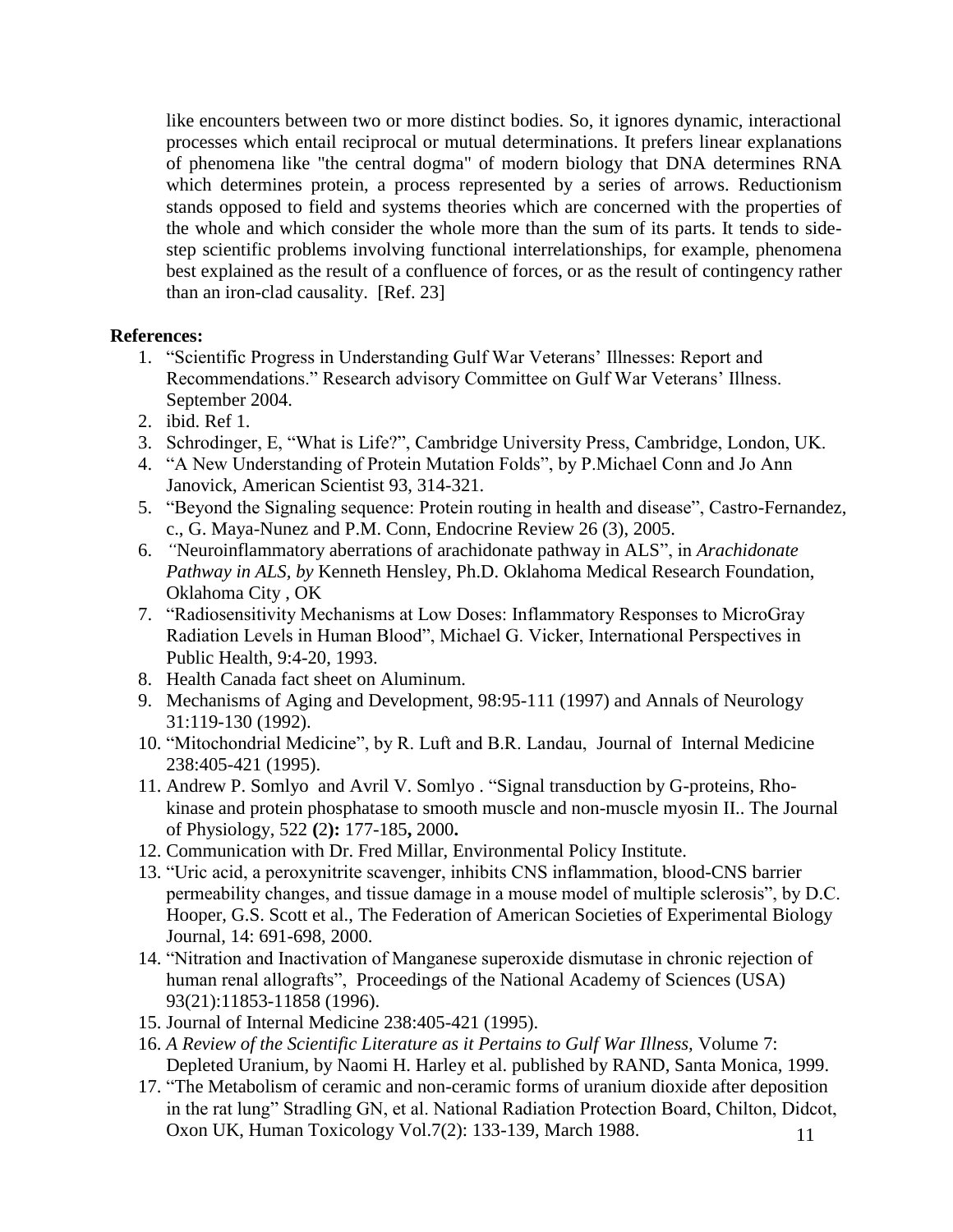like encounters between two or more distinct bodies. So, it ignores dynamic, interactional processes which entail reciprocal or mutual determinations. It prefers linear explanations of phenomena like "the central dogma" of modern biology that DNA determines RNA which determines protein, a process represented by a series of arrows. Reductionism stands opposed to field and systems theories which are concerned with the properties of the whole and which consider the whole more than the sum of its parts. It tends to side-step scientific problems involving functional interrelationships, for example, phenomena best explained as the result of a confluence of forces, or as the result of contingency rather than an iron-clad causality. [Ref. 23]

**References:**

1. "Scientific Progress in Understanding Gulf War Veterans' Illnesses: Report and Recommendations." Research advisory Committee on Gulf War Veterans' Illness. September 2004.
2. ibid. Ref 1.
3. Schrodinger, E, "What is Life?", Cambridge University Press, Cambridge, London, UK.
4. "A New Understanding of Protein Mutation Folds", by P.Michael Conn and Jo Ann Janovick, American Scientist 93, 314-321.
5. "Beyond the Signaling sequence: Protein routing in health and disease", Castro-Fernandez, c., G. Maya-Nunez and P.M. Conn, Endocrine Review 26 (3), 2005.
6. "Neuroinflammatory aberrations of arachidonate pathway in ALS", in *Arachidonate Pathway in ALS, by* Kenneth Hensley, Ph.D. Oklahoma Medical Research Foundation, Oklahoma City , OK
7. "Radiosensitivity Mechanisms at Low Doses: Inflammatory Responses to MicroGray Radiation Levels in Human Blood", Michael G. Vicker, International Perspectives in Public Health, 9:4-20, 1993.
8. Health Canada fact sheet on Aluminum.
9. Mechanisms of Aging and Development, 98:95-111 (1997) and Annals of Neurology 31:119-130 (1992).
10. "Mitochondrial Medicine", by R. Luft and B.R. Landau, Journal of Internal Medicine 238:405-421 (1995).
11. Andrew P. Somlyo and Avril V. Somlyo . "Signal transduction by G-proteins, Rho-kinase and protein phosphatase to smooth muscle and non-muscle myosin II.. The Journal of Physiology, 522 **(**2**):** 177-185**,** 2000**.**
12. Communication with Dr. Fred Millar, Environmental Policy Institute.
13. "Uric acid, a peroxynitrite scavenger, inhibits CNS inflammation, blood-CNS barrier permeability changes, and tissue damage in a mouse model of multiple sclerosis", by D.C. Hooper, G.S. Scott et al., The Federation of American Societies of Experimental Biology Journal, 14: 691-698, 2000.
14. "Nitration and Inactivation of Manganese superoxide dismutase in chronic rejection of human renal allografts", Proceedings of the National Academy of Sciences (USA) 93(21):11853-11858 (1996).
15. Journal of Internal Medicine 238:405-421 (1995).
16. *A Review of the Scientific Literature as it Pertains to Gulf War Illness,* Volume 7: Depleted Uranium, by Naomi H. Harley et al. published by RAND, Santa Monica, 1999.
17. "The Metabolism of ceramic and non-ceramic forms of uranium dioxide after deposition in the rat lung" Stradling GN, et al. National Radiation Protection Board, Chilton, Didcot, Oxon UK, Human Toxicology Vol.7(2): 133-139, March 1988.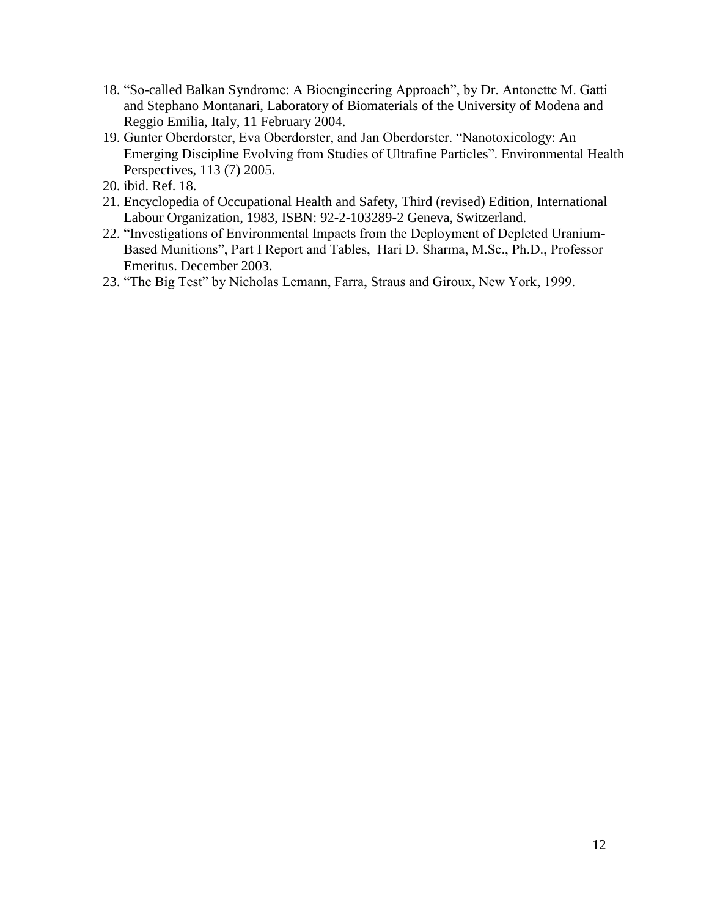18. "So-called Balkan Syndrome: A Bioengineering Approach", by Dr. Antonette M. Gatti and Stephano Montanari, Laboratory of Biomaterials of the University of Modena and Reggio Emilia, Italy, 11 February 2004.
19. Gunter Oberdorster, Eva Oberdorster, and Jan Oberdorster. "Nanotoxicology: An Emerging Discipline Evolving from Studies of Ultrafine Particles". Environmental Health Perspectives, 113 (7) 2005.
20. ibid. Ref. 18.
21. Encyclopedia of Occupational Health and Safety, Third (revised) Edition, International Labour Organization, 1983, ISBN: 92-2-103289-2 Geneva, Switzerland.
22. "Investigations of Environmental Impacts from the Deployment of Depleted Uranium-Based Munitions", Part I Report and Tables, Hari D. Sharma, M.Sc., Ph.D., Professor Emeritus. December 2003.
23. "The Big Test" by Nicholas Lemann, Farra, Straus and Giroux, New York, 1999.